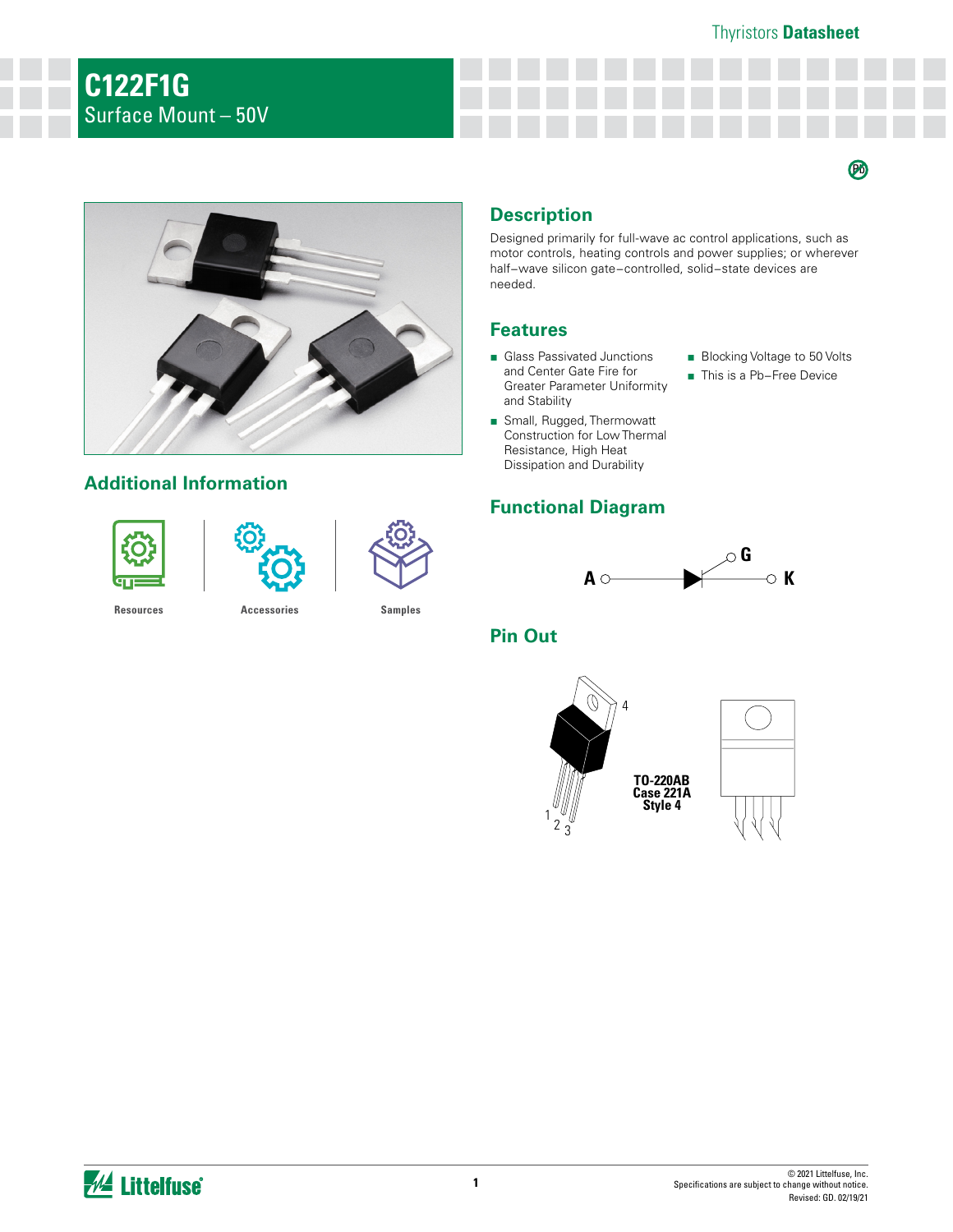# C122F1G

Surface Mount – 50V

## Description

Designed primarily for full-wave ac control applications, such as motor controls, heating controls and power supplies; or wherever half–wave silicon gate–controlled, solid–state devices are needed.

## Features

- Glass Passivated Junctions and Center Gate Fire for Greater Parameter Uniformity and Stability
- Small, Rugged, Thermowatt Construction for Low Thermal Resistance, High Heat Dissipation and Durability
- Blocking Voltage to 50 Volts
- This is a Pb–Free Device

## Additional Information

Resources | Accessories | Samples

## Functional Diagram

A — G — K

## Pin Out

TO-220AB
Case 221A
Style 4

1 2 3 4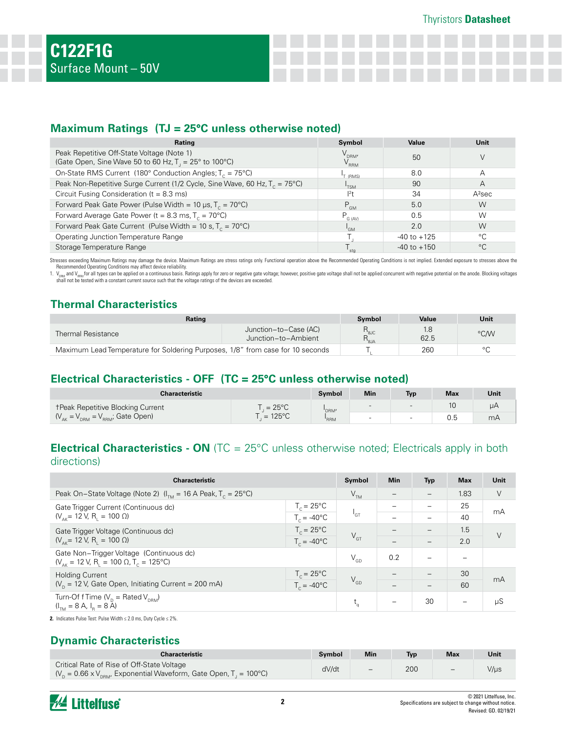# C122F1G
Surface Mount – 50V

## Maximum Ratings (TJ = 25°C unless otherwise noted)

| Rating | Symbol | Value | Unit |
|---|---|---|---|
| Peak Repetitive Off-State Voltage (Note 1)<br>(Gate Open, Sine Wave 50 to 60 Hz, $T_J$ = 25° to 100°C) | $V_{DRM}$, $V_{RRM}$ | 50 | V |
| On-State RMS Current (180° Conduction Angles; $T_C$ = 75°C) | $I_{T\ (RMS)}$ | 8.0 | A |
| Peak Non-Repetitive Surge Current (1/2 Cycle, Sine Wave, 60 Hz, $T_C$ = 75°C) | $I_{TSM}$ | 90 | A |
| Circuit Fusing Consideration (t = 8.3 ms) | $I^2t$ | 34 | $A^2sec$ |
| Forward Peak Gate Power (Pulse Width = 10 µs, $T_C$ = 70°C) | $P_{GM}$ | 5.0 | W |
| Forward Average Gate Power (t = 8.3 ms, $T_C$ = 70°C) | $P_{G\ (AV)}$ | 0.5 | W |
| Forward Peak Gate Current (Pulse Width = 10 s, $T_C$ = 70°C) | $I_{GM}$ | 2.0 | W |
| Operating Junction Temperature Range | $T_J$ | -40 to +125 | °C |
| Storage Temperature Range | $T_{stg}$ | -40 to +150 | °C |

Stresses exceeding Maximum Ratings may damage the device. Maximum Ratings are stress ratings only. Functional operation above the Recommended Operating Conditions is not implied. Extended exposure to stresses above the Recommended Operating Conditions may affect device reliability.

1. $V_{DRM}$ and $V_{RRM}$ for all types can be applied on a continuous basis. Ratings apply for zero or negative gate voltage; however, positive gate voltage shall not be applied concurrent with negative potential on the anode. Blocking voltages shall not be tested with a constant current source such that the voltage ratings of the devices are exceeded.

## Thermal Characteristics

| Rating | | Symbol | Value | Unit |
|---|---|---|---|---|
| Thermal Resistance | Junction–to–Case (AC)<br>Junction–to–Ambient | $R_{\theta JC}$<br>$R_{\theta JA}$ | 1.8<br>62.5 | °C/W |
| Maximum Lead Temperature for Soldering Purposes, 1/8" from case for 10 seconds | | $T_L$ | 260 | °C |

## Electrical Characteristics - OFF (TC = 25°C unless otherwise noted)

| Characteristic | | Symbol | Min | Typ | Max | Unit |
|---|---|---|---|---|---|---|
| †Peak Repetitive Blocking Current<br>($V_{AK}$ = $V_{DRM}$ = $V_{RRM}$; Gate Open) | $T_J$ = 25°C | $I_{DRM}$, $I_{RRM}$ | - | - | 10 | µA |
| | $T_J$ = 125°C | | - | - | 0.5 | mA |

## Electrical Characteristics - ON (TC = 25°C unless otherwise noted; Electricals apply in both directions)

| Characteristic | | Symbol | Min | Typ | Max | Unit |
|---|---|---|---|---|---|---|
| Peak On–State Voltage (Note 2) ($I_{TM}$ = 16 A Peak, $T_C$ = 25°C) | | $V_{TM}$ | – | – | 1.83 | V |
| Gate Trigger Current (Continuous dc)<br>($V_{AK}$= 12 V, $R_L$ = 100 Ω) | $T_C$ = 25°C | $I_{GT}$ | – | – | 25 | mA |
| | $T_C$ = -40°C | | – | – | 40 | |
| Gate Trigger Voltage (Continuous dc)<br>($V_{AK}$= 12 V, $R_L$ = 100 Ω) | $T_C$ = 25°C | $V_{GT}$ | – | – | 1.5 | V |
| | $T_C$ = -40°C | | – | – | 2.0 | |
| Gate Non–Trigger Voltage (Continuous dc)<br>($V_{AK}$ = 12 V, $R_L$ = 100 Ω, $T_C$ = 125°C) | | $V_{GD}$ | 0.2 | – | – | |
| Holding Current<br>($V_D$ = 12 V, Gate Open, Initiating Current = 200 mA) | $T_C$ = 25°C | $V_{GD}$ | – | – | 30 | mA |
| | $T_C$ = -40°C | | – | – | 60 | |
| Turn-Of f Time ($V_D$ = Rated $V_{DRM}$)<br>($I_{TM}$ = 8 A, $I_R$ = 8 A) | | $t_q$ | – | 30 | – | µS |

**2.** Indicates Pulse Test: Pulse Width ≤ 2.0 ms, Duty Cycle ≤ 2%.

## Dynamic Characteristics

| Characteristic | Symbol | Min | Typ | Max | Unit |
|---|---|---|---|---|---|
| Critical Rate of Rise of Off-State Voltage<br>($V_D$ = 0.66 x $V_{DRM}$, Exponential Waveform, Gate Open, $T_J$ = 100°C) | dV/dt | – | 200 | – | V/µs |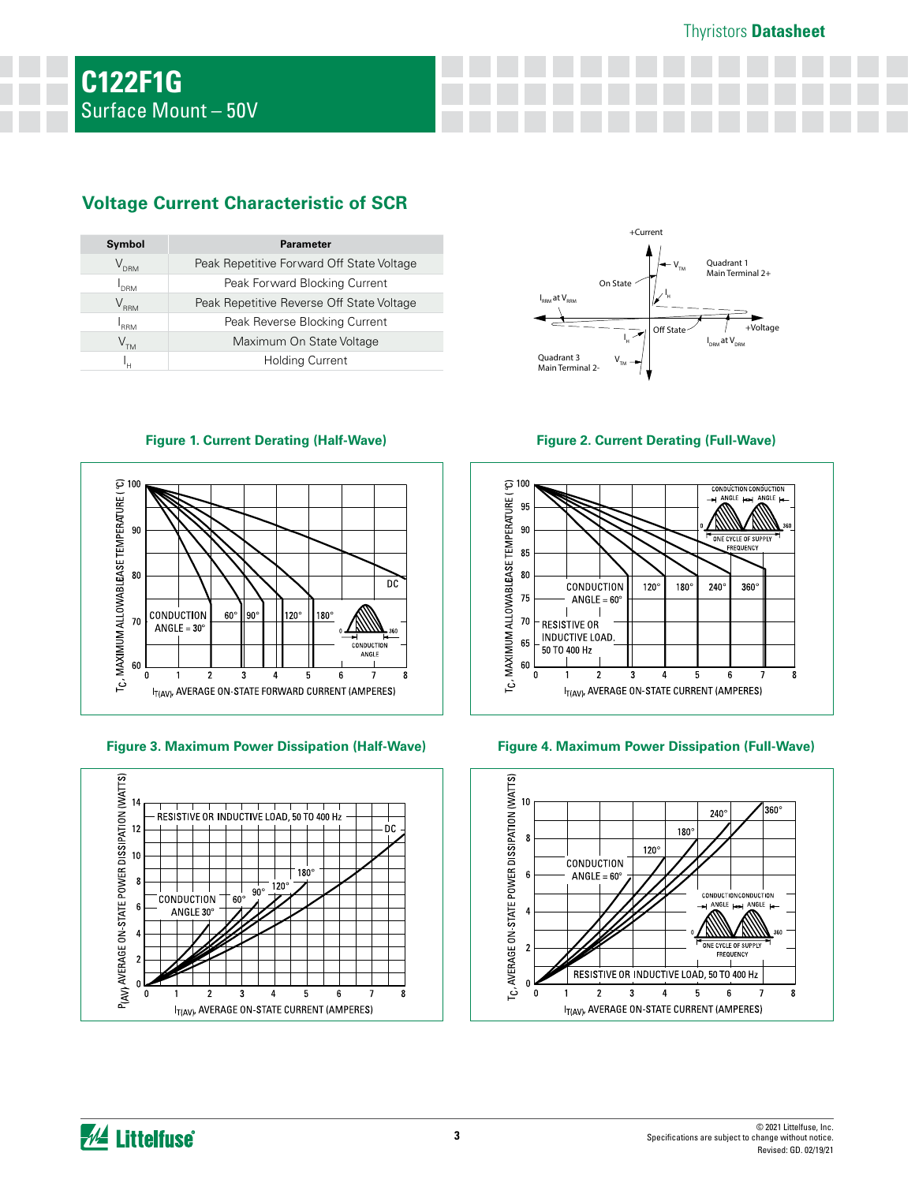# C122F1G

Surface Mount – 50V

## Voltage Current Characteristic of SCR

| Symbol | Parameter |
|---|---|
| $V_{DRM}$ | Peak Repetitive Forward Off State Voltage |
| $I_{DRM}$ | Peak Forward Blocking Current |
| $V_{RRM}$ | Peak Repetitive Reverse Off State Voltage |
| $I_{RRM}$ | Peak Reverse Blocking Current |
| $V_{TM}$ | Maximum On State Voltage |
| $I_H$ | Holding Current |

**Figure 1. Current Derating (Half-Wave)**

**Figure 2. Current Derating (Full-Wave)**

**Figure 3. Maximum Power Dissipation (Half-Wave)**

**Figure 4. Maximum Power Dissipation (Full-Wave)**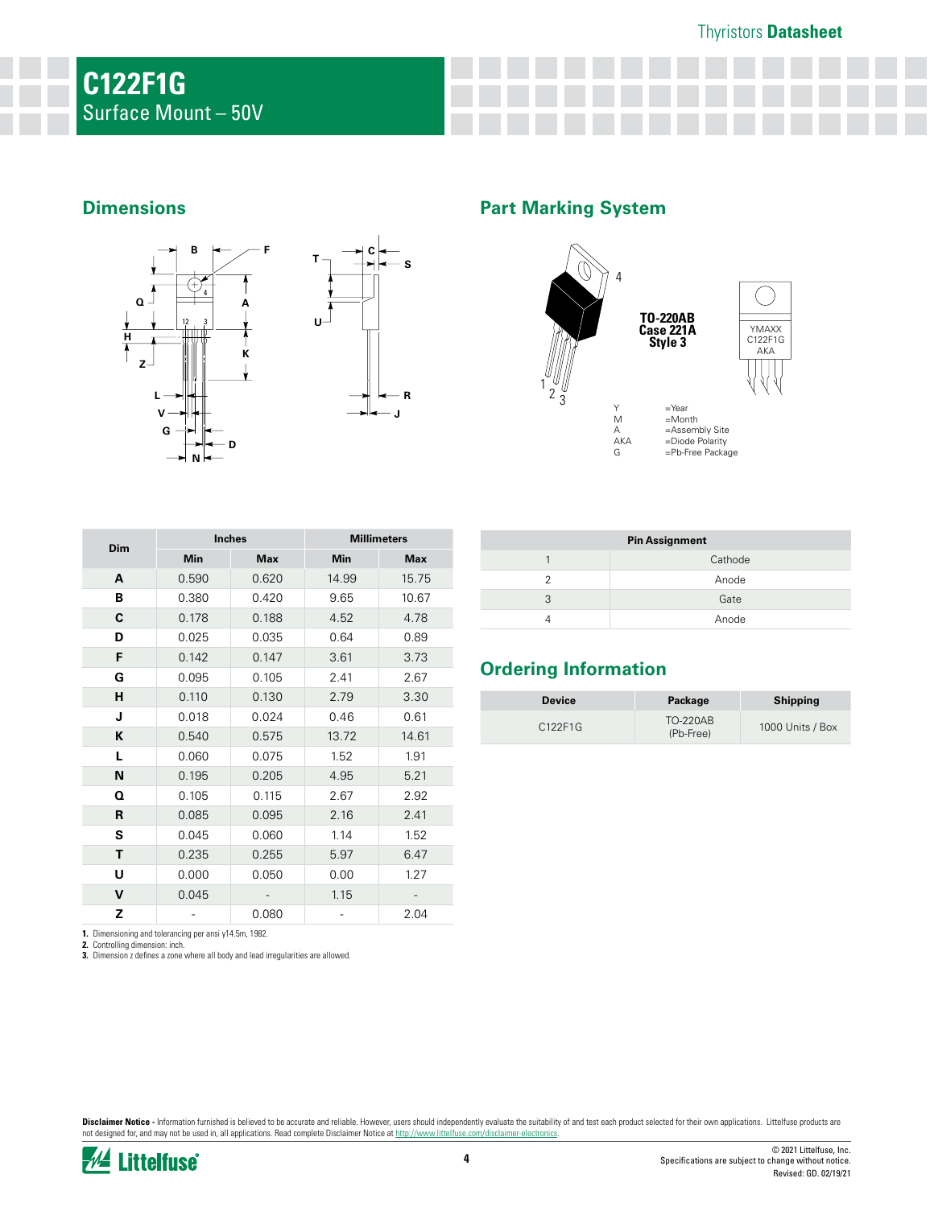# C122F1G

Surface Mount – 50V

## Dimensions

## Part Marking System

TO-220AB
Case 221A
Style 3

YMAXX
C122F1G
AKA

Y =Year
M =Month
A =Assembly Site
AKA =Diode Polarity
G =Pb-Free Package

| Dim | Inches | | Millimeters | |
|---|---|---|---|---|
| | Min | Max | Min | Max |
| A | 0.590 | 0.620 | 14.99 | 15.75 |
| B | 0.380 | 0.420 | 9.65 | 10.67 |
| C | 0.178 | 0.188 | 4.52 | 4.78 |
| D | 0.025 | 0.035 | 0.64 | 0.89 |
| F | 0.142 | 0.147 | 3.61 | 3.73 |
| G | 0.095 | 0.105 | 2.41 | 2.67 |
| H | 0.110 | 0.130 | 2.79 | 3.30 |
| J | 0.018 | 0.024 | 0.46 | 0.61 |
| K | 0.540 | 0.575 | 13.72 | 14.61 |
| L | 0.060 | 0.075 | 1.52 | 1.91 |
| N | 0.195 | 0.205 | 4.95 | 5.21 |
| Q | 0.105 | 0.115 | 2.67 | 2.92 |
| R | 0.085 | 0.095 | 2.16 | 2.41 |
| S | 0.045 | 0.060 | 1.14 | 1.52 |
| T | 0.235 | 0.255 | 5.97 | 6.47 |
| U | 0.000 | 0.050 | 0.00 | 1.27 |
| V | 0.045 | - | 1.15 | - |
| Z | - | 0.080 | - | 2.04 |

1. Dimensioning and tolerancing per ansi y14.5m, 1982.
2. Controlling dimension: inch.
3. Dimension z defines a zone where all body and lead irregularities are allowed.

| Pin Assignment | |
|---|---|
| 1 | Cathode |
| 2 | Anode |
| 3 | Gate |
| 4 | Anode |

## Ordering Information

| Device | Package | Shipping |
|---|---|---|
| C122F1G | TO-220AB (Pb-Free) | 1000 Units / Box |

**Disclaimer Notice -** Information furnished is believed to be accurate and reliable. However, users should independently evaluate the suitability of and test each product selected for their own applications. Littelfuse products are not designed for, and may not be used in, all applications. Read complete Disclaimer Notice at http://www.littelfuse.com/disclaimer-electronics.

© 2021 Littelfuse, Inc.
Specifications are subject to change without notice.
Revised: GD. 02/19/21